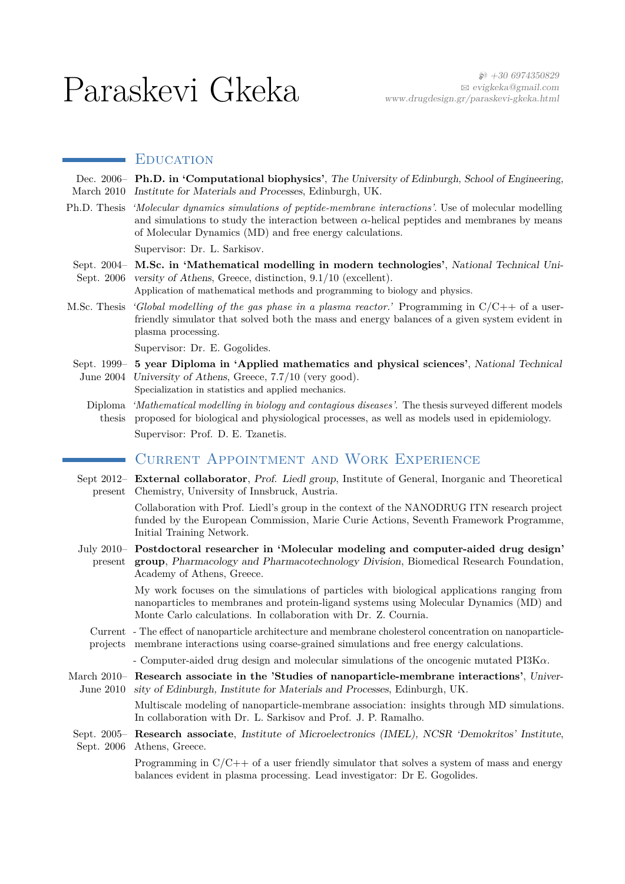# Paraskevi Gkeka

+30 6974350829
evigkeka@gmail.com
www.drugdesign.gr/paraskevi-gkeka.html

## Education

**Dec. 2006– March 2010** — **Ph.D. in 'Computational biophysics'**, *The University of Edinburgh, School of Engineering, Institute for Materials and Processes*, Edinburgh, UK.

**Ph.D. Thesis** — *'Molecular dynamics simulations of peptide-membrane interactions'*. Use of molecular modelling and simulations to study the interaction between $\alpha$-helical peptides and membranes by means of Molecular Dynamics (MD) and free energy calculations.

Supervisor: Dr. L. Sarkisov.

**Sept. 2004– Sept. 2006** — **M.Sc. in 'Mathematical modelling in modern technologies'**, *National Technical University of Athens*, Greece, distinction, 9.1/10 (excellent).
Application of mathematical methods and programming to biology and physics.

**M.Sc. Thesis** — *'Global modelling of the gas phase in a plasma reactor.'* Programming in C/C++ of a user-friendly simulator that solved both the mass and energy balances of a given system evident in plasma processing.

Supervisor: Dr. E. Gogolides.

**Sept. 1999– June 2004** — **5 year Diploma in 'Applied mathematics and physical sciences'**, *National Technical University of Athens*, Greece, 7.7/10 (very good).
Specialization in statistics and applied mechanics.

**Diploma thesis** — *'Mathematical modelling in biology and contagious diseases'*. The thesis surveyed different models proposed for biological and physiological processes, as well as models used in epidemiology.

Supervisor: Prof. D. E. Tzanetis.

## Current Appointment and Work Experience

**Sept 2012– present** — **External collaborator**, *Prof. Liedl group*, Institute of General, Inorganic and Theoretical Chemistry, University of Innsbruck, Austria.

Collaboration with Prof. Liedl's group in the context of the NANODRUG ITN research project funded by the European Commission, Marie Curie Actions, Seventh Framework Programme, Initial Training Network.

**July 2010– present** — **Postdoctoral researcher in 'Molecular modeling and computer-aided drug design' group**, *Pharmacology and Pharmacotechnology Division*, Biomedical Research Foundation, Academy of Athens, Greece.

My work focuses on the simulations of particles with biological applications ranging from nanoparticles to membranes and protein-ligand systems using Molecular Dynamics (MD) and Monte Carlo calculations. In collaboration with Dr. Z. Cournia.

**Current projects**
- The effect of nanoparticle architecture and membrane cholesterol concentration on nanoparticle-membrane interactions using coarse-grained simulations and free energy calculations.
- Computer-aided drug design and molecular simulations of the oncogenic mutated PI3K$\alpha$.

**March 2010– June 2010** — **Research associate in the 'Studies of nanoparticle-membrane interactions'**, *University of Edinburgh, Institute for Materials and Processes*, Edinburgh, UK.

Multiscale modeling of nanoparticle-membrane association: insights through MD simulations. In collaboration with Dr. L. Sarkisov and Prof. J. P. Ramalho.

**Sept. 2005– Sept. 2006** — **Research associate**, *Institute of Microelectronics (IMEL), NCSR 'Demokritos' Institute*, Athens, Greece.

Programming in C/C++ of a user friendly simulator that solves a system of mass and energy balances evident in plasma processing. Lead investigator: Dr E. Gogolides.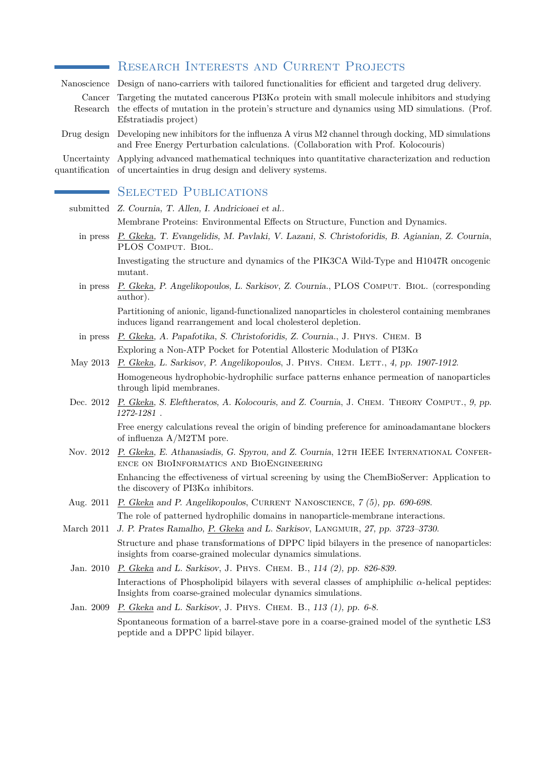## Research Interests and Current Projects

**Nanoscience** Design of nano-carriers with tailored functionalities for efficient and targeted drug delivery.

**Cancer Research** Targeting the mutated cancerous PI3K$\alpha$ protein with small molecule inhibitors and studying the effects of mutation in the protein's structure and dynamics using MD simulations. (Prof. Efstratiadis project)

**Drug design** Developing new inhibitors for the influenza A virus M2 channel through docking, MD simulations and Free Energy Perturbation calculations. (Collaboration with Prof. Kolocouris)

**Uncertainty quantification** Applying advanced mathematical techniques into quantitative characterization and reduction of uncertainties in drug design and delivery systems.

## Selected Publications

**submitted** *Z. Cournia, T. Allen, I. Andricioaei et al.*.
Membrane Proteins: Environmental Effects on Structure, Function and Dynamics.

**in press** *P. Gkeka, T. Evangelidis, M. Pavlaki, V. Lazani, S. Christoforidis, B. Agianian, Z. Cournia*, PLOS Comput. Biol.
Investigating the structure and dynamics of the PIK3CA Wild-Type and H1047R oncogenic mutant.

**in press** *P. Gkeka, P. Angelikopoulos, L. Sarkisov, Z. Cournia.*, PLOS Comput. Biol. (corresponding author).
Partitioning of anionic, ligand-functionalized nanoparticles in cholesterol containing membranes induces ligand rearrangement and local cholesterol depletion.

**in press** *P. Gkeka, A. Papafotika, S. Christoforidis, Z. Cournia.*, J. Phys. Chem. B
Exploring a Non-ATP Pocket for Potential Allosteric Modulation of PI3K$\alpha$

**May 2013** *P. Gkeka, L. Sarkisov, P. Angelikopoulos*, J. Phys. Chem. Lett., *4, pp. 1907-1912.*
Homogeneous hydrophobic-hydrophilic surface patterns enhance permeation of nanoparticles through lipid membranes.

**Dec. 2012** *P. Gkeka, S. Eleftheratos, A. Kolocouris, and Z. Cournia*, J. Chem. Theory Comput., *9, pp. 1272-1281* .
Free energy calculations reveal the origin of binding preference for aminoadamantane blockers of influenza A/M2TM pore.

**Nov. 2012** *P. Gkeka, E. Athanasiadis, G. Spyrou, and Z. Cournia*, 12th IEEE International Conference on BioInformatics and BioEngineering
Enhancing the effectiveness of virtual screening by using the ChemBioServer: Application to the discovery of PI3K$\alpha$ inhibitors.

**Aug. 2011** *P. Gkeka and P. Angelikopoulos*, Current Nanoscience, *7 (5), pp. 690-698.*
The role of patterned hydrophilic domains in nanoparticle-membrane interactions.

**March 2011** *J. P. Prates Ramalho, P. Gkeka and L. Sarkisov*, Langmuir, *27, pp. 3723–3730.*
Structure and phase transformations of DPPC lipid bilayers in the presence of nanoparticles: insights from coarse-grained molecular dynamics simulations.

**Jan. 2010** *P. Gkeka and L. Sarkisov*, J. Phys. Chem. B., *114 (2), pp. 826-839.*
Interactions of Phospholipid bilayers with several classes of amphiphilic $\alpha$-helical peptides: Insights from coarse-grained molecular dynamics simulations.

**Jan. 2009** *P. Gkeka and L. Sarkisov*, J. Phys. Chem. B., *113 (1), pp. 6-8.*
Spontaneous formation of a barrel-stave pore in a coarse-grained model of the synthetic LS3 peptide and a DPPC lipid bilayer.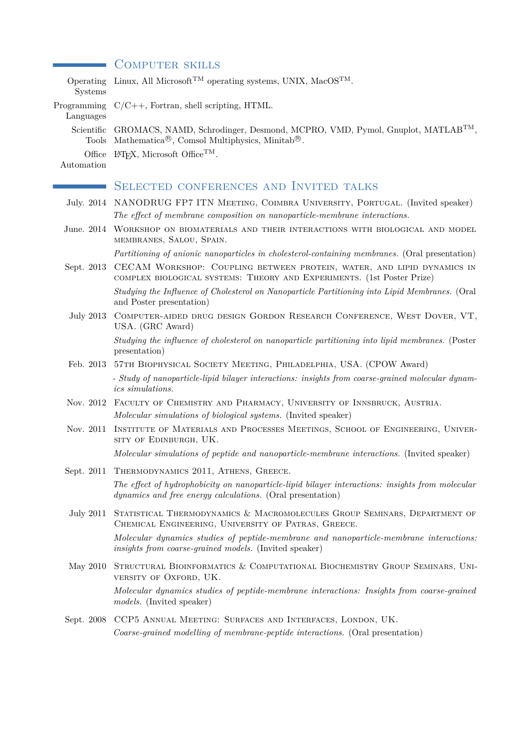## Computer skills

**Operating Systems** Linux, All Microsoft™ operating systems, UNIX, MacOS™.

**Programming Languages** C/C++, Fortran, shell scripting, HTML.

**Scientific Tools** GROMACS, NAMD, Schrodinger, Desmond, MCPRO, VMD, Pymol, Gnuplot, MATLAB™, Mathematica®, Comsol Multiphysics, Minitab®.

**Office Automation** LaTeX, Microsoft Office™.

## Selected conferences and Invited talks

**July. 2014** NANODRUG FP7 ITN Meeting, Coimbra University, Portugal. (Invited speaker)
*The effect of membrane composition on nanoparticle-membrane interactions.*

**June. 2014** Workshop on biomaterials and their interactions with biological and model membranes, Salou, Spain.
*Partitioning of anionic nanoparticles in cholesterol-containing membranes.* (Oral presentation)

**Sept. 2013** CECAM Workshop: Coupling between protein, water, and lipid dynamics in complex biological systems: Theory and Experiments. (1st Poster Prize)
*Studying the Influence of Cholesterol on Nanoparticle Partitioning into Lipid Membranes.* (Oral and Poster presentation)

**July 2013** Computer-aided drug design Gordon Research Conference, West Dover, VT, USA. (GRC Award)
*Studying the influence of cholesterol on nanoparticle partitioning into lipid membranes.* (Poster presentation)

**Feb. 2013** 57th Biophysical Society Meeting, Philadelphia, USA. (CPOW Award)
*- Study of nanoparticle-lipid bilayer interactions: insights from coarse-grained molecular dynamics simulations.*

**Nov. 2012** Faculty of Chemistry and Pharmacy, University of Innsbruck, Austria.
*Molecular simulations of biological systems.* (Invited speaker)

**Nov. 2011** Institute of Materials and Processes Meetings, School of Engineering, University of Edinburgh, UK.
*Molecular simulations of peptide and nanoparticle-membrane interactions.* (Invited speaker)

**Sept. 2011** Thermodynamics 2011, Athens, Greece.
*The effect of hydrophobicity on nanoparticle-lipid bilayer interactions: insights from molecular dynamics and free energy calculations.* (Oral presentation)

**July 2011** Statistical Thermodynamics & Macromolecules Group Seminars, Department of Chemical Engineering, University of Patras, Greece.
*Molecular dynamics studies of peptide-membrane and nanoparticle-membrane interactions: insights from coarse-grained models.* (Invited speaker)

**May 2010** Structural Bioinformatics & Computational Biochemistry Group Seminars, University of Oxford, UK.
*Molecular dynamics studies of peptide-membrane interactions: Insights from coarse-grained models.* (Invited speaker)

**Sept. 2008** CCP5 Annual Meeting: Surfaces and Interfaces, London, UK.
*Coarse-grained modelling of membrane-peptide interactions.* (Oral presentation)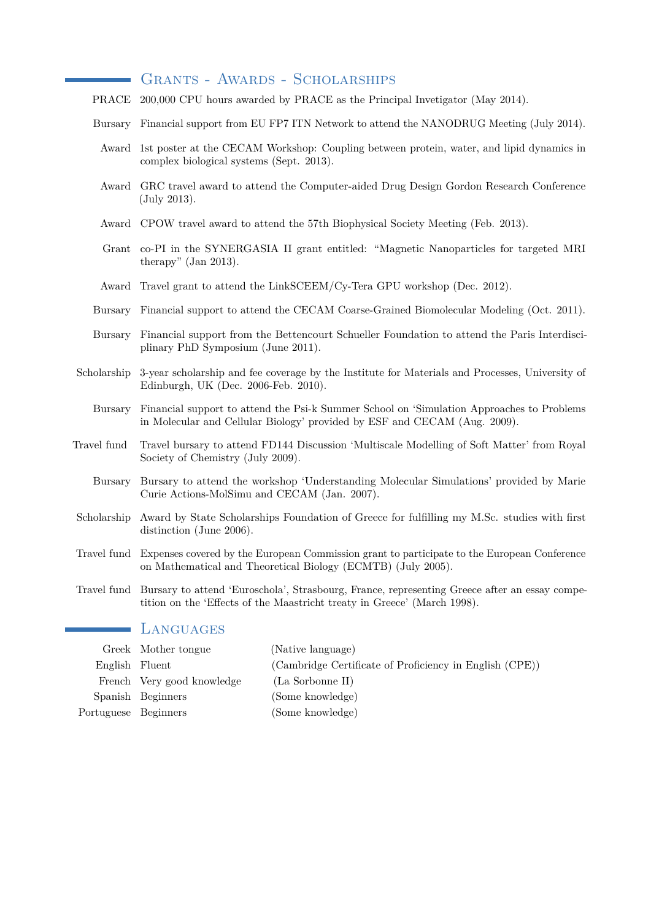## Grants - Awards - Scholarships

**PRACE** 200,000 CPU hours awarded by PRACE as the Principal Invetigator (May 2014).

**Bursary** Financial support from EU FP7 ITN Network to attend the NANODRUG Meeting (July 2014).

**Award** 1st poster at the CECAM Workshop: Coupling between protein, water, and lipid dynamics in complex biological systems (Sept. 2013).

**Award** GRC travel award to attend the Computer-aided Drug Design Gordon Research Conference (July 2013).

**Award** CPOW travel award to attend the 57th Biophysical Society Meeting (Feb. 2013).

**Grant** co-PI in the SYNERGASIA II grant entitled: "Magnetic Nanoparticles for targeted MRI therapy" (Jan 2013).

**Award** Travel grant to attend the LinkSCEEM/Cy-Tera GPU workshop (Dec. 2012).

**Bursary** Financial support to attend the CECAM Coarse-Grained Biomolecular Modeling (Oct. 2011).

**Bursary** Financial support from the Bettencourt Schueller Foundation to attend the Paris Interdisciplinary PhD Symposium (June 2011).

**Scholarship** 3-year scholarship and fee coverage by the Institute for Materials and Processes, University of Edinburgh, UK (Dec. 2006-Feb. 2010).

**Bursary** Financial support to attend the Psi-k Summer School on 'Simulation Approaches to Problems in Molecular and Cellular Biology' provided by ESF and CECAM (Aug. 2009).

**Travel fund** Travel bursary to attend FD144 Discussion 'Multiscale Modelling of Soft Matter' from Royal Society of Chemistry (July 2009).

**Bursary** Bursary to attend the workshop 'Understanding Molecular Simulations' provided by Marie Curie Actions-MolSimu and CECAM (Jan. 2007).

**Scholarship** Award by State Scholarships Foundation of Greece for fulfilling my M.Sc. studies with first distinction (June 2006).

**Travel fund** Expenses covered by the European Commission grant to participate to the European Conference on Mathematical and Theoretical Biology (ECMTB) (July 2005).

**Travel fund** Bursary to attend 'Euroschola', Strasbourg, France, representing Greece after an essay competition on the 'Effects of the Maastricht treaty in Greece' (March 1998).

## Languages

| | | |
|---|---|---|
| Greek | Mother tongue | (Native language) |
| English | Fluent | (Cambridge Certificate of Proficiency in English (CPE)) |
| French | Very good knowledge | (La Sorbonne II) |
| Spanish | Beginners | (Some knowledge) |
| Portuguese | Beginners | (Some knowledge) |